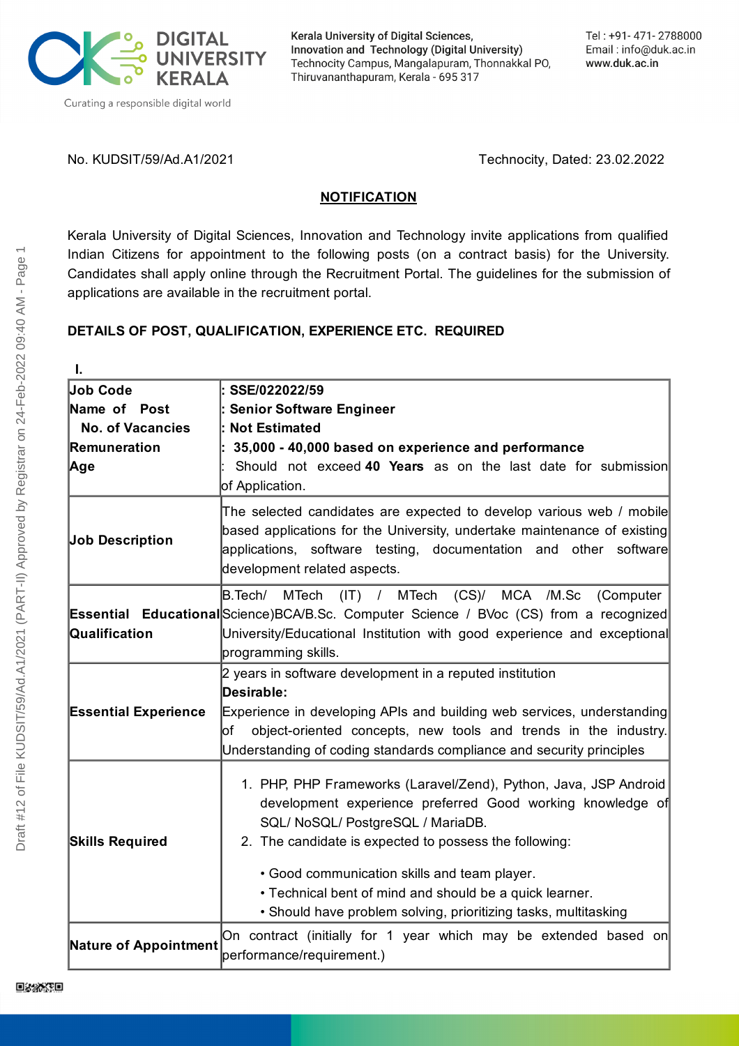No. KUDSIT/59/Ad.A1/2021 Technocity, Dated: 23.02.2022

## NOTIFICATION

Kerala University of Digital Sciences, Innovation and Technology invite applications from qualified Indian Citizens for appointment to the following posts (on a contract basis) for the University. Candidates shall apply online through the Recruitment Portal. The guidelines for the submission of applications are available in the recruitment portal.

**DETAILS OF POST, QUALIFICATION, EXPERIENCE ETC. REQUIRED**

**I.**

| | |
|---|---|
| **Job Code**<br>**Name of Post**<br>**No. of Vacancies**<br>**Remuneration**<br>**Age** | **: SSE/022022/59**<br>**: Senior Software Engineer**<br>**: Not Estimated**<br>**: 35,000 - 40,000 based on experience and performance**<br>: Should not exceed **40 Years** as on the last date for submission of Application. |
| **Job Description** | The selected candidates are expected to develop various web / mobile based applications for the University, undertake maintenance of existing applications, software testing, documentation and other software development related aspects. |
| **Essential Educational Qualification** | B.Tech/ MTech (IT) / MTech (CS)/ MCA /M.Sc (Computer Science)BCA/B.Sc. Computer Science / BVoc (CS) from a recognized University/Educational Institution with good experience and exceptional programming skills. |
| **Essential Experience** | 2 years in software development in a reputed institution<br>**Desirable:**<br>Experience in developing APIs and building web services, understanding of object-oriented concepts, new tools and trends in the industry. Understanding of coding standards compliance and security principles |
| **Skills Required** | 1. PHP, PHP Frameworks (Laravel/Zend), Python, Java, JSP Android development experience preferred Good working knowledge of SQL/ NoSQL/ PostgreSQL / MariaDB.<br>2. The candidate is expected to possess the following:<br>• Good communication skills and team player.<br>• Technical bent of mind and should be a quick learner.<br>• Should have problem solving, prioritizing tasks, multitasking |
| **Nature of Appointment** | On contract (initially for 1 year which may be extended based on performance/requirement.) |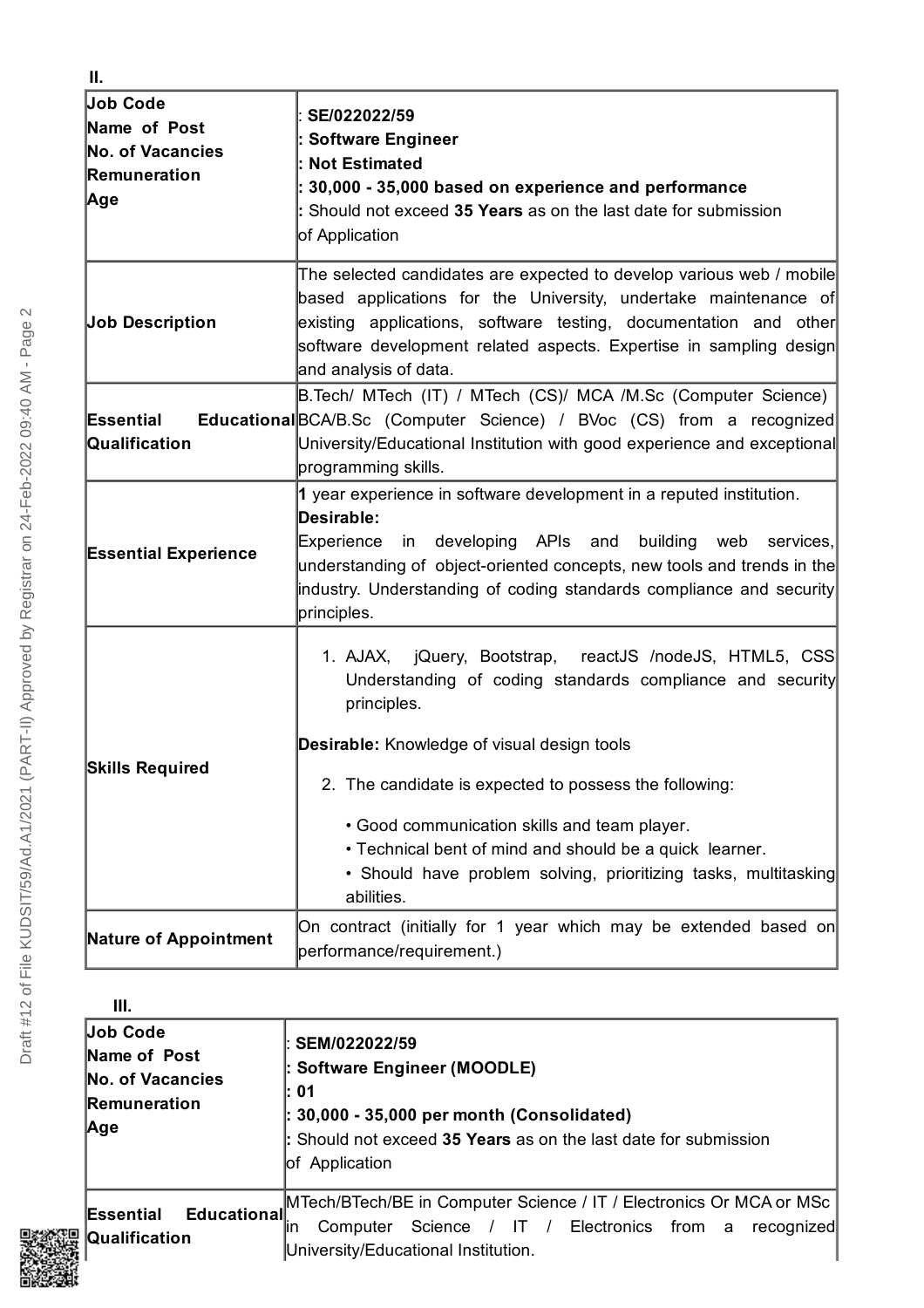**II.**

| Job Code<br>Name of Post<br>No. of Vacancies<br>Remuneration<br>Age | : **SE/022022/59**<br>: **Software Engineer**<br>: **Not Estimated**<br>: **30,000 - 35,000 based on experience and performance**<br>: Should not exceed **35 Years** as on the last date for submission of Application |
|---|---|
| **Job Description** | The selected candidates are expected to develop various web / mobile based applications for the University, undertake maintenance of existing applications, software testing, documentation and other software development related aspects. Expertise in sampling design and analysis of data. |
| **Essential Educational Qualification** | B.Tech/ MTech (IT) / MTech (CS)/ MCA /M.Sc (Computer Science) BCA/B.Sc (Computer Science) / BVoc (CS) from a recognized University/Educational Institution with good experience and exceptional programming skills. |
| **Essential Experience** | **1** year experience in software development in a reputed institution.<br>**Desirable:**<br>Experience in developing APIs and building web services, understanding of object-oriented concepts, new tools and trends in the industry. Understanding of coding standards compliance and security principles. |
| **Skills Required** | 1. AJAX, jQuery, Bootstrap, reactJS /nodeJS, HTML5, CSS Understanding of coding standards compliance and security principles.<br>**Desirable:** Knowledge of visual design tools<br>2. The candidate is expected to possess the following:<br>• Good communication skills and team player.<br>• Technical bent of mind and should be a quick learner.<br>• Should have problem solving, prioritizing tasks, multitasking abilities. |
| **Nature of Appointment** | On contract (initially for 1 year which may be extended based on performance/requirement.) |

**III.**

| Job Code<br>Name of Post<br>No. of Vacancies<br>Remuneration<br>Age | : **SEM/022022/59**<br>: **Software Engineer (MOODLE)**<br>: **01**<br>: **30,000 - 35,000 per month (Consolidated)**<br>: Should not exceed **35 Years** as on the last date for submission of Application |
|---|---|
| **Essential Educational Qualification** | MTech/BTech/BE in Computer Science / IT / Electronics Or MCA or MSc in Computer Science / IT / Electronics from a recognized University/Educational Institution. |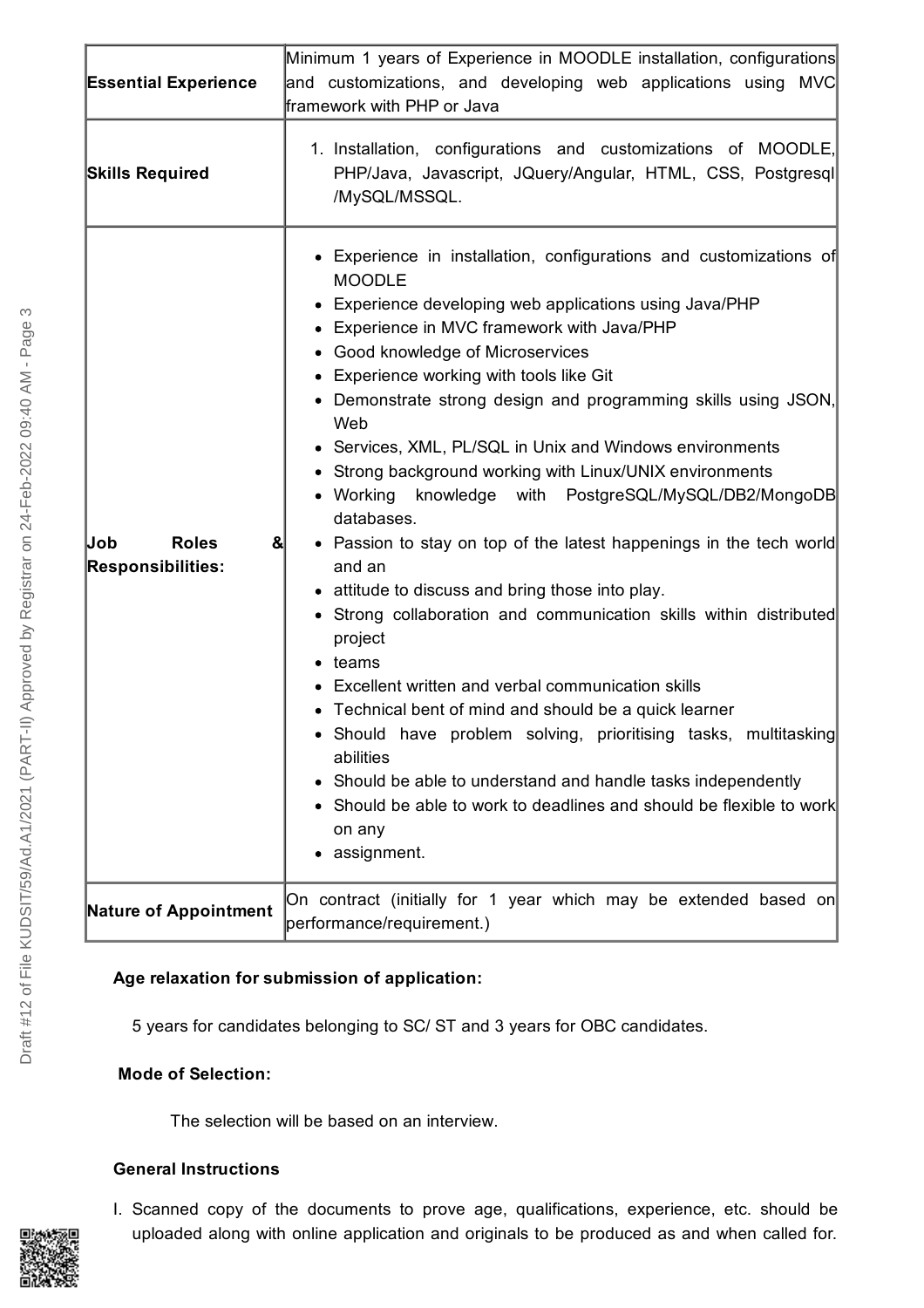| | |
|---|---|
| **Essential Experience** | Minimum 1 years of Experience in MOODLE installation, configurations and customizations, and developing web applications using MVC framework with PHP or Java |
| **Skills Required** | 1. Installation, configurations and customizations of MOODLE, PHP/Java, Javascript, JQuery/Angular, HTML, CSS, Postgresql /MySQL/MSSQL. |
| **Job Roles & Responsibilities:** | • Experience in installation, configurations and customizations of MOODLE<br>• Experience developing web applications using Java/PHP<br>• Experience in MVC framework with Java/PHP<br>• Good knowledge of Microservices<br>• Experience working with tools like Git<br>• Demonstrate strong design and programming skills using JSON, Web<br>• Services, XML, PL/SQL in Unix and Windows environments<br>• Strong background working with Linux/UNIX environments<br>• Working knowledge with PostgreSQL/MySQL/DB2/MongoDB databases.<br>• Passion to stay on top of the latest happenings in the tech world and an<br>• attitude to discuss and bring those into play.<br>• Strong collaboration and communication skills within distributed project<br>• teams<br>• Excellent written and verbal communication skills<br>• Technical bent of mind and should be a quick learner<br>• Should have problem solving, prioritising tasks, multitasking abilities<br>• Should be able to understand and handle tasks independently<br>• Should be able to work to deadlines and should be flexible to work on any<br>• assignment. |
| **Nature of Appointment** | On contract (initially for 1 year which may be extended based on performance/requirement.) |

**Age relaxation for submission of application:**

5 years for candidates belonging to SC/ ST and 3 years for OBC candidates.

**Mode of Selection:**

The selection will be based on an interview.

**General Instructions**

I. Scanned copy of the documents to prove age, qualifications, experience, etc. should be uploaded along with online application and originals to be produced as and when called for.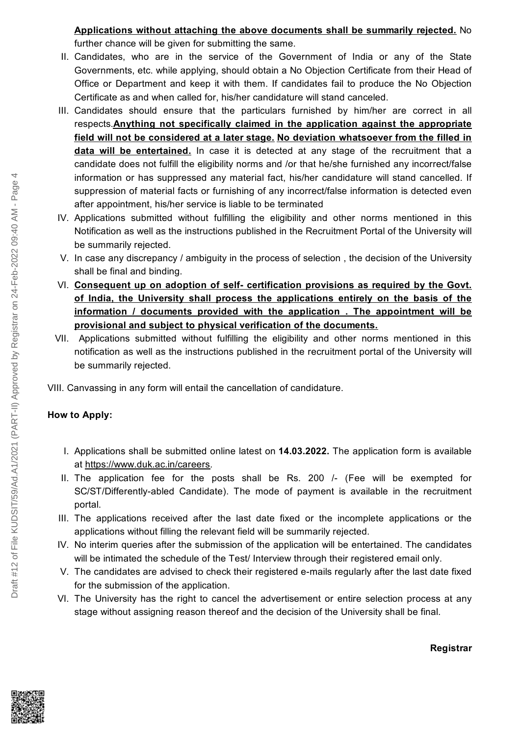**<u>Applications without attaching the above documents shall be summarily rejected.</u>** No further chance will be given for submitting the same.

II. Candidates, who are in the service of the Government of India or any of the State Governments, etc. while applying, should obtain a No Objection Certificate from their Head of Office or Department and keep it with them. If candidates fail to produce the No Objection Certificate as and when called for, his/her candidature will stand canceled.

III. Candidates should ensure that the particulars furnished by him/her are correct in all respects.**<u>Anything not specifically claimed in the application against the appropriate field will not be considered at a later stage.</u>** **<u>No deviation whatsoever from the filled in data will be entertained.</u>** In case it is detected at any stage of the recruitment that a candidate does not fulfill the eligibility norms and /or that he/she furnished any incorrect/false information or has suppressed any material fact, his/her candidature will stand cancelled. If suppression of material facts or furnishing of any incorrect/false information is detected even after appointment, his/her service is liable to be terminated

IV. Applications submitted without fulfilling the eligibility and other norms mentioned in this Notification as well as the instructions published in the Recruitment Portal of the University will be summarily rejected.

V. In case any discrepancy / ambiguity in the process of selection , the decision of the University shall be final and binding.

VI. **<u>Consequent up on adoption of self- certification provisions as required by the Govt. of India, the University shall process the applications entirely on the basis of the information / documents provided with the application . The appointment will be provisional and subject to physical verification of the documents.</u>**

VII. Applications submitted without fulfilling the eligibility and other norms mentioned in this notification as well as the instructions published in the recruitment portal of the University will be summarily rejected.

VIII. Canvassing in any form will entail the cancellation of candidature.

**How to Apply:**

I. Applications shall be submitted online latest on **14.03.2022.** The application form is available at https://www.duk.ac.in/careers.

II. The application fee for the posts shall be Rs. 200 /- (Fee will be exempted for SC/ST/Differently-abled Candidate). The mode of payment is available in the recruitment portal.

III. The applications received after the last date fixed or the incomplete applications or the applications without filling the relevant field will be summarily rejected.

IV. No interim queries after the submission of the application will be entertained. The candidates will be intimated the schedule of the Test/ Interview through their registered email only.

V. The candidates are advised to check their registered e-mails regularly after the last date fixed for the submission of the application.

VI. The University has the right to cancel the advertisement or entire selection process at any stage without assigning reason thereof and the decision of the University shall be final.

**Registrar**